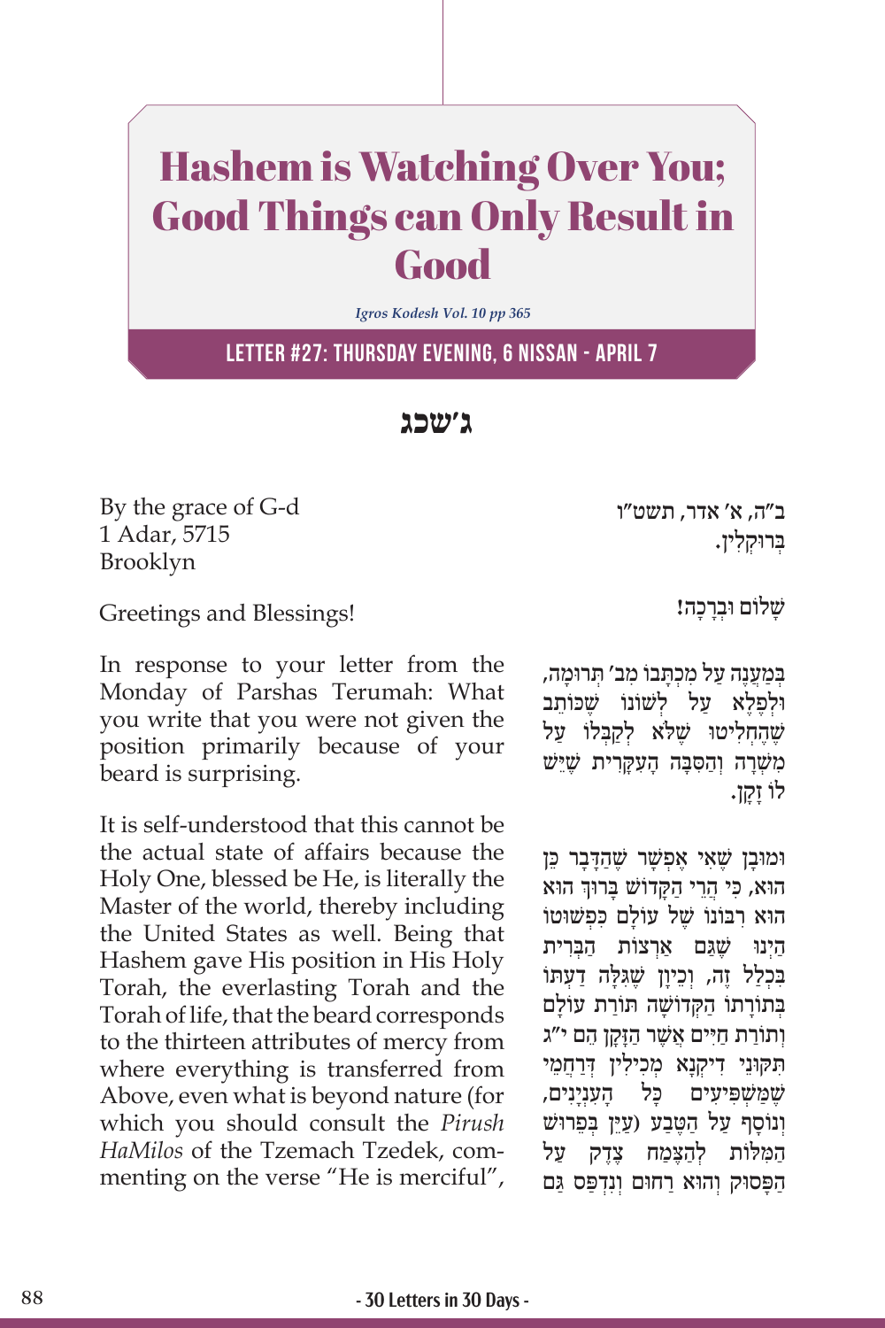# Hashem is Watching Over You; Good Things can Only Result in Good

*Igros Kodesh Vol. 10 pp 365*

## Letter #27: Thursday Evening, 6 Nissan - April 7

**ג׳שכג**

By the grace of G-d
1 Adar, 5715
Brooklyn

ב"ה, א׳ אדר, תשט"ו
בְּרוּקְלִין.

Greetings and Blessings!

שָׁלוֹם וּבְרָכָה!

In response to your letter from the Monday of Parshas Terumah: What you write that you were not given the position primarily because of your beard is surprising.

בְּמַעֲנֶה עַל מִכְתָּבוֹ מִב׳ תְּרוּמָה, וּלְפֶלֶא עַל לְשׁוֹנוֹ שֶׁכּוֹתֵב שֶׁהֶחְלִיטוּ שֶׁלֹּא לְקַבְּלוֹ עַל מִשְׂרָה וְהַסִּבָּה הָעִקָּרִית שֶׁיֵּשׁ לוֹ זָקָן.

It is self-understood that this cannot be the actual state of affairs because the Holy One, blessed be He, is literally the Master of the world, thereby including the United States as well. Being that Hashem gave His position in His Holy Torah, the everlasting Torah and the Torah of life, that the beard corresponds to the thirteen attributes of mercy from where everything is transferred from Above, even what is beyond nature (for which you should consult the *Pirush HaMilos* of the Tzemach Tzedek, commenting on the verse "He is merciful",

וּמוּבָן שֶׁאִי אֶפְשָׁר שֶׁהַדָּבָר כֵּן הוּא, כִּי הֲרֵי הַקָּדוֹשׁ בָּרוּךְ הוּא הוּא רִבּוֹנוֹ שֶׁל עוֹלָם כִּפְשׁוּטוֹ הַיְנוּ שֶׁגַּם אַרְצוֹת הַבְּרִית בִּכְלַל זֶה, וְכֵיוָן שֶׁגִּלָּה דַעְתּוֹ בְּתוֹרָתוֹ הַקְּדוֹשָׁה תּוֹרַת עוֹלָם וְתוֹרַת חַיִּים אֲשֶׁר הַזָּקָן הֵם י"ג תִּקּוּנֵי דִיקְנָא מְכִילִין דְּרַחֲמֵי שֶׁמַּשְׁפִּיעִים כָּל הָעִנְיָנִים, וְנוֹסָף עַל הַטֶּבַע (עַיֵּן בְּפֵרוּשׁ הַמִּלּוֹת לְהַצֶּמַח צֶדֶק עַל הַפָּסוּק וְהוּא רַחוּם וְנִדְפַּס גַּם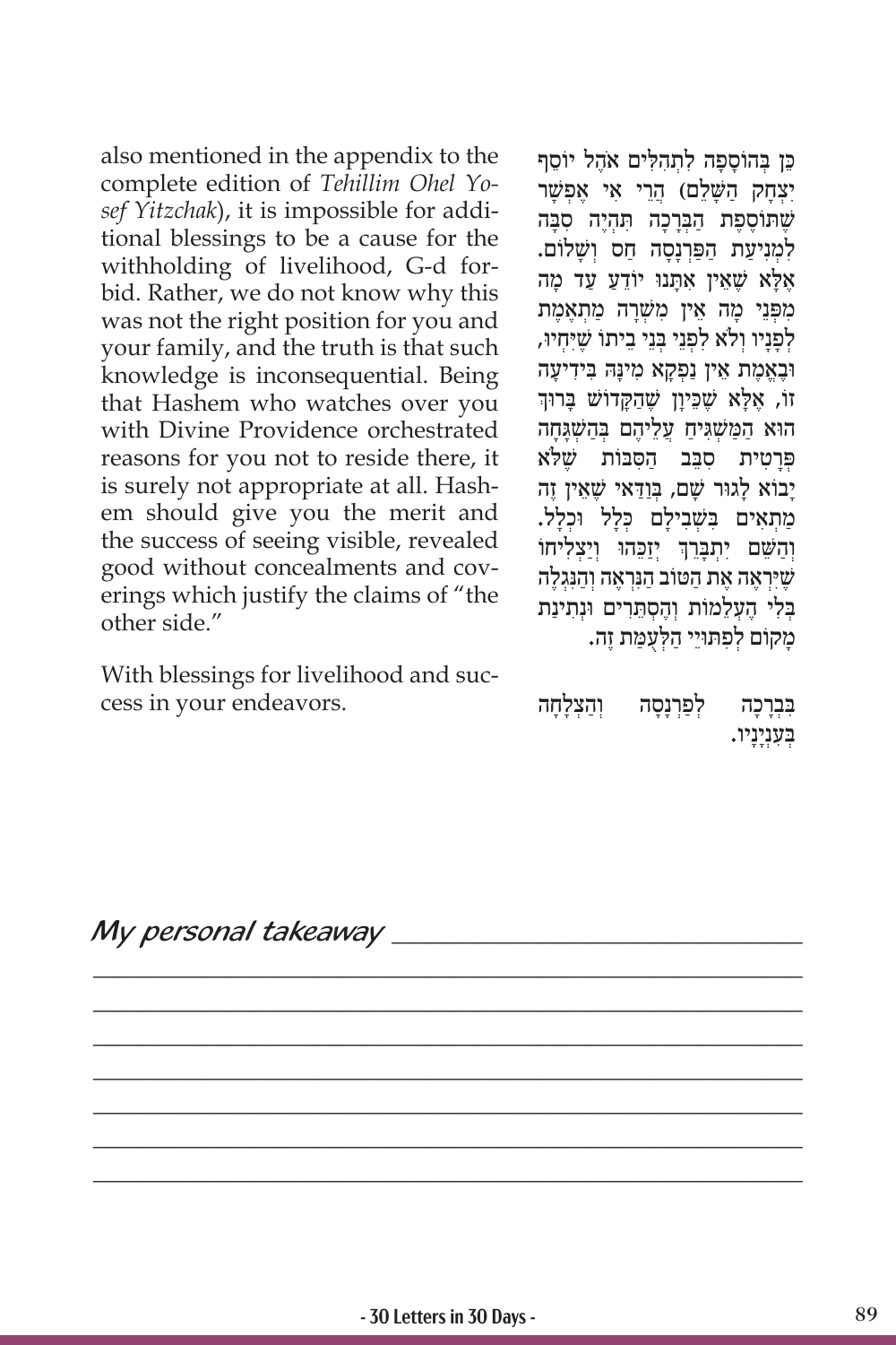also mentioned in the appendix to the complete edition of *Tehillim Ohel Yosef Yitzchak*), it is impossible for additional blessings to be a cause for the withholding of livelihood, G-d forbid. Rather, we do not know why this was not the right position for you and your family, and the truth is that such knowledge is inconsequential. Being that Hashem who watches over you with Divine Providence orchestrated reasons for you not to reside there, it is surely not appropriate at all. Hashem should give you the merit and the success of seeing visible, revealed good without concealments and coverings which justify the claims of "the other side."

With blessings for livelihood and success in your endeavors.

כֵּן בְּהוֹסָפָה לִתְהִלִּים אֹהֶל יוֹסֵף יִצְחָק הַשָּׁלֵם) הֲרֵי אִי אֶפְשָׁר שֶׁתּוֹסֶפֶת הַבְּרָכָה תִּהְיֶה סִבָּה לִמְנִיעַת הַפַּרְנָסָה חַס וְשָׁלוֹם. אֶלָּא שֶׁאֵין אִתָּנוּ יוֹדֵעַ עַד מָה מִפְּנֵי מָה אֵין מִשְׂרָה מַתְאֶמֶת לְפָנָיו וְלֹא לִפְנֵי בְּנֵי בֵיתוֹ שֶׁיִּחְיוּ, וּבֶאֱמֶת אֵין נַפְקָא מִינָּהּ בִּידִיעָה זוֹ, אֶלָּא שֶׁכֵּיוָן שֶׁהַקָּדוֹשׁ בָּרוּךְ הוּא הַמַּשְׁגִּיחַ עֲלֵיהֶם בְּהַשְׁגָּחָה פְּרָטִית סִבֵּב הַסִּבּוֹת שֶׁלֹּא יָבוֹא לָגוּר שָׁם, בְּוַדַּאי שֶׁאֵין זֶה מַתְאִים בִּשְׁבִילָם כְּלָל וּכְלָל. וְהַשֵּׁם יִתְבָּרֵךְ יְזַכֵּהוּ וְיַצְלִיחוֹ שֶׁיִּרְאֶה אֶת הַטּוֹב הַנִּרְאֶה וְהַנִּגְלֶה בְּלִי הֶעְלֵמוֹת וְהֶסְתֵּרִים וּנְתִינַת מָקוֹם לְפִתּוּיֵי הַלְּעֻמַּת זֶה.

בִּבְרָכָה לְפַרְנָסָה וְהַצְלָחָה בְּעִנְיָנָיו.

*My personal takeaway* ______________________________

______________________________________________

______________________________________________

______________________________________________

______________________________________________

______________________________________________

______________________________________________

______________________________________________